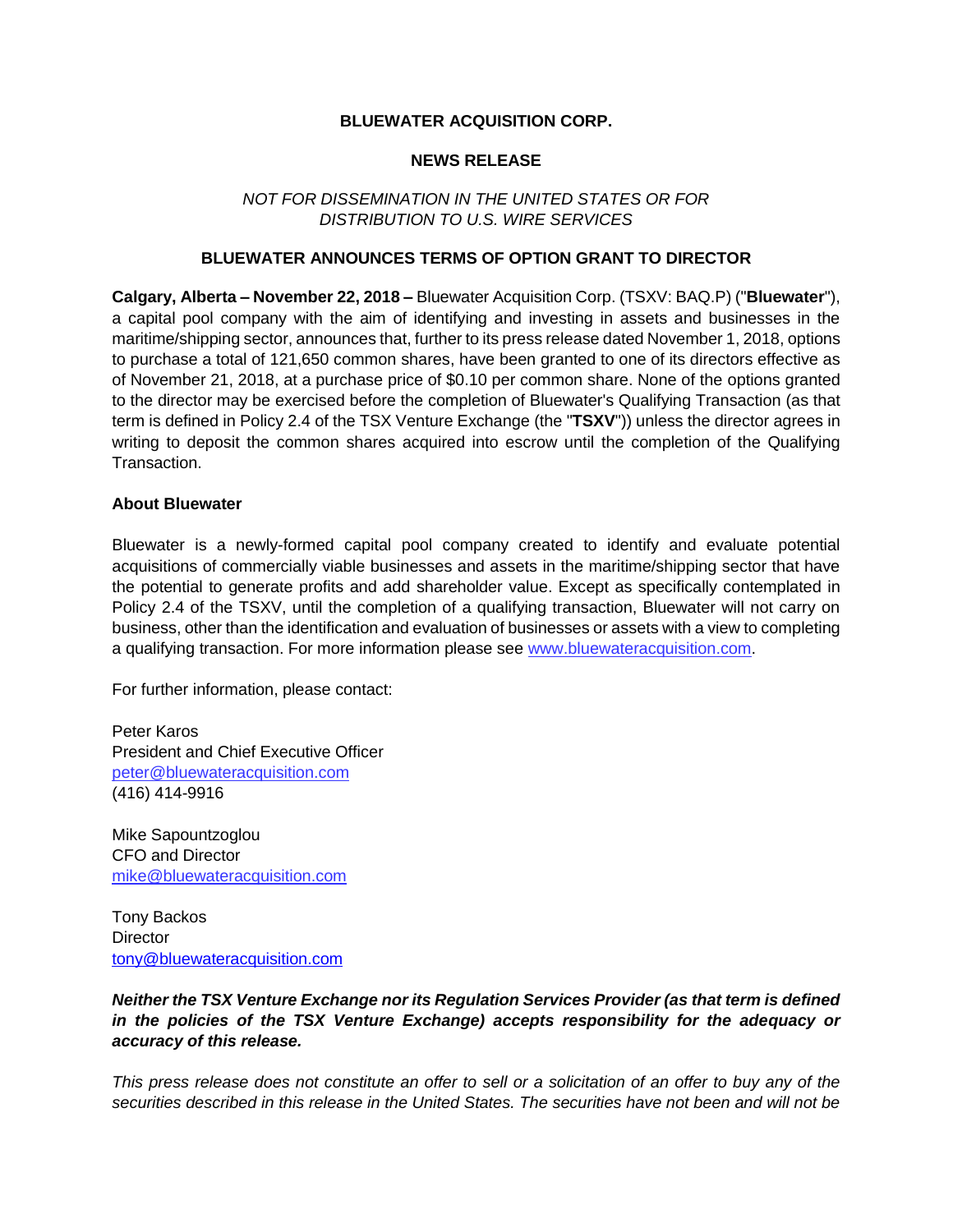**BLUEWATER ACQUISITION CORP.**

**NEWS RELEASE**

*NOT FOR DISSEMINATION IN THE UNITED STATES OR FOR DISTRIBUTION TO U.S. WIRE SERVICES*

**BLUEWATER ANNOUNCES TERMS OF OPTION GRANT TO DIRECTOR**

**Calgary, Alberta – November 22, 2018 –** Bluewater Acquisition Corp. (TSXV: BAQ.P) ("**Bluewater**"), a capital pool company with the aim of identifying and investing in assets and businesses in the maritime/shipping sector, announces that, further to its press release dated November 1, 2018, options to purchase a total of 121,650 common shares, have been granted to one of its directors effective as of November 21, 2018, at a purchase price of $0.10 per common share. None of the options granted to the director may be exercised before the completion of Bluewater's Qualifying Transaction (as that term is defined in Policy 2.4 of the TSX Venture Exchange (the "**TSXV**")) unless the director agrees in writing to deposit the common shares acquired into escrow until the completion of the Qualifying Transaction.

**About Bluewater**

Bluewater is a newly-formed capital pool company created to identify and evaluate potential acquisitions of commercially viable businesses and assets in the maritime/shipping sector that have the potential to generate profits and add shareholder value. Except as specifically contemplated in Policy 2.4 of the TSXV, until the completion of a qualifying transaction, Bluewater will not carry on business, other than the identification and evaluation of businesses or assets with a view to completing a qualifying transaction. For more information please see www.bluewateracquisition.com.

For further information, please contact:

Peter Karos
President and Chief Executive Officer
peter@bluewateracquisition.com
(416) 414-9916

Mike Sapountzoglou
CFO and Director
mike@bluewateracquisition.com

Tony Backos
Director
tony@bluewateracquisition.com

***Neither the TSX Venture Exchange nor its Regulation Services Provider (as that term is defined in the policies of the TSX Venture Exchange) accepts responsibility for the adequacy or accuracy of this release.***

*This press release does not constitute an offer to sell or a solicitation of an offer to buy any of the securities described in this release in the United States. The securities have not been and will not be*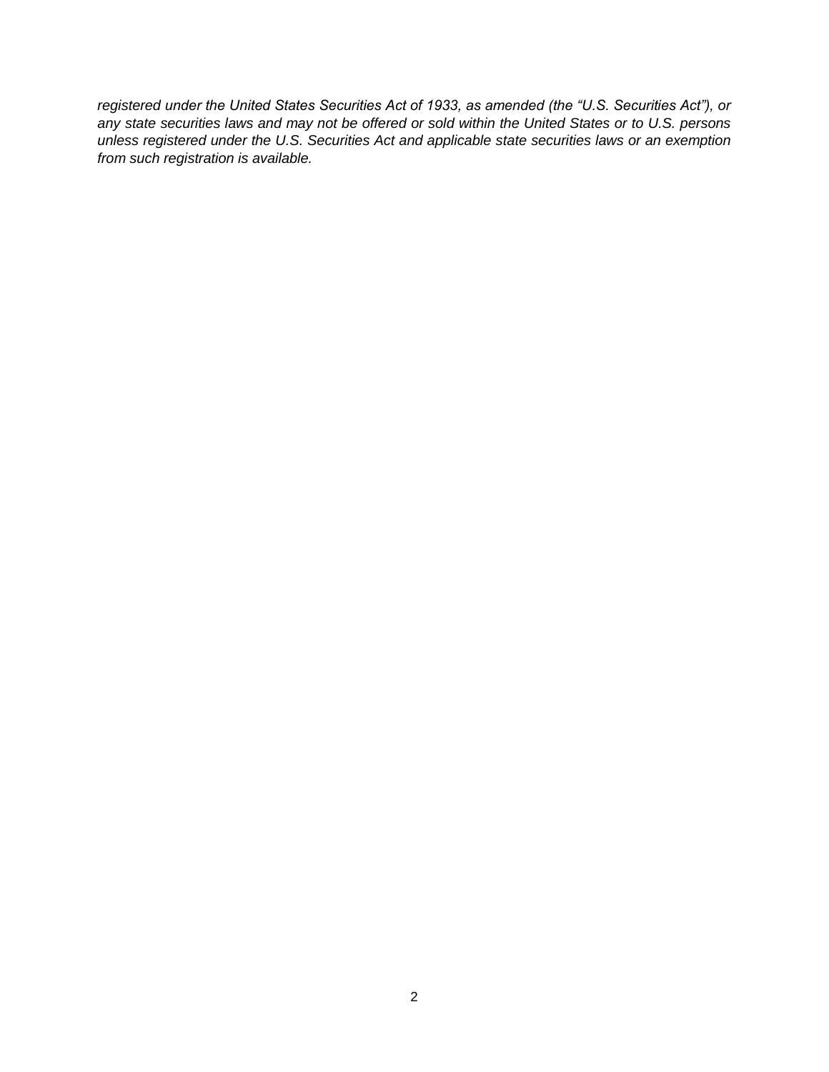*registered under the United States Securities Act of 1933, as amended (the "U.S. Securities Act"), or any state securities laws and may not be offered or sold within the United States or to U.S. persons unless registered under the U.S. Securities Act and applicable state securities laws or an exemption from such registration is available.*